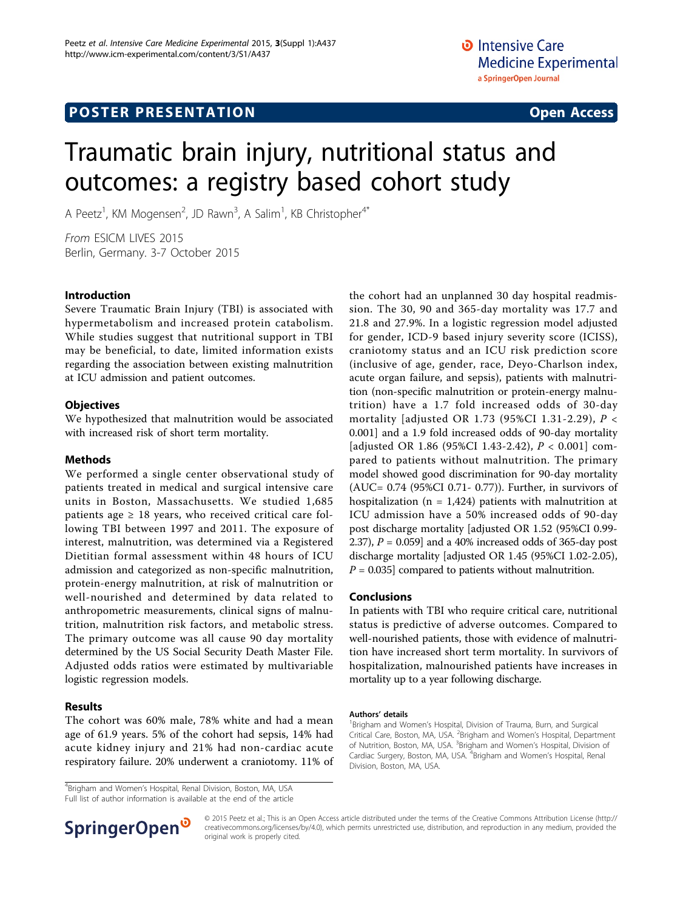**POSTER PRESENTATION** **Open Access**

# Traumatic brain injury, nutritional status and outcomes: a registry based cohort study

A Peetz[1], KM Mogensen[2], JD Rawn[3], A Salim[1], KB Christopher[4*]

*From* ESICM LIVES 2015
Berlin, Germany. 3-7 October 2015

## Introduction

Severe Traumatic Brain Injury (TBI) is associated with hypermetabolism and increased protein catabolism. While studies suggest that nutritional support in TBI may be beneficial, to date, limited information exists regarding the association between existing malnutrition at ICU admission and patient outcomes.

## Objectives

We hypothesized that malnutrition would be associated with increased risk of short term mortality.

## Methods

We performed a single center observational study of patients treated in medical and surgical intensive care units in Boston, Massachusetts. We studied 1,685 patients age ≥ 18 years, who received critical care following TBI between 1997 and 2011. The exposure of interest, malnutrition, was determined via a Registered Dietitian formal assessment within 48 hours of ICU admission and categorized as non-specific malnutrition, protein-energy malnutrition, at risk of malnutrition or well-nourished and determined by data related to anthropometric measurements, clinical signs of malnutrition, malnutrition risk factors, and metabolic stress. The primary outcome was all cause 90 day mortality determined by the US Social Security Death Master File. Adjusted odds ratios were estimated by multivariable logistic regression models.

## Results

The cohort was 60% male, 78% white and had a mean age of 61.9 years. 5% of the cohort had sepsis, 14% had acute kidney injury and 21% had non-cardiac acute respiratory failure. 20% underwent a craniotomy. 11% of the cohort had an unplanned 30 day hospital readmission. The 30, 90 and 365-day mortality was 17.7 and 21.8 and 27.9%. In a logistic regression model adjusted for gender, ICD-9 based injury severity score (ICISS), craniotomy status and an ICU risk prediction score (inclusive of age, gender, race, Deyo-Charlson index, acute organ failure, and sepsis), patients with malnutrition (non-specific malnutrition or protein-energy malnutrition) have a 1.7 fold increased odds of 30-day mortality [adjusted OR 1.73 (95%CI 1.31-2.29), $P < 0.001$] and a 1.9 fold increased odds of 90-day mortality [adjusted OR 1.86 (95%CI 1.43-2.42), $P < 0.001$] compared to patients without malnutrition. The primary model showed good discrimination for 90-day mortality (AUC= 0.74 (95%CI 0.71- 0.77)). Further, in survivors of hospitalization (n = 1,424) patients with malnutrition at ICU admission have a 50% increased odds of 90-day post discharge mortality [adjusted OR 1.52 (95%CI 0.99-2.37), $P = 0.059$] and a 40% increased odds of 365-day post discharge mortality [adjusted OR 1.45 (95%CI 1.02-2.05), $P = 0.035$] compared to patients without malnutrition.

## Conclusions

In patients with TBI who require critical care, nutritional status is predictive of adverse outcomes. Compared to well-nourished patients, those with evidence of malnutrition have increased short term mortality. In survivors of hospitalization, malnourished patients have increases in mortality up to a year following discharge.

### Authors' details

[1]Brigham and Women's Hospital, Division of Trauma, Burn, and Surgical Critical Care, Boston, MA, USA. [2]Brigham and Women's Hospital, Department of Nutrition, Boston, MA, USA. [3]Brigham and Women's Hospital, Division of Cardiac Surgery, Boston, MA, USA. [4]Brigham and Women's Hospital, Renal Division, Boston, MA, USA.

[4]Brigham and Women's Hospital, Renal Division, Boston, MA, USA
Full list of author information is available at the end of the article

© 2015 Peetz et al.; This is an Open Access article distributed under the terms of the Creative Commons Attribution License (http://creativecommons.org/licenses/by/4.0), which permits unrestricted use, distribution, and reproduction in any medium, provided the original work is properly cited.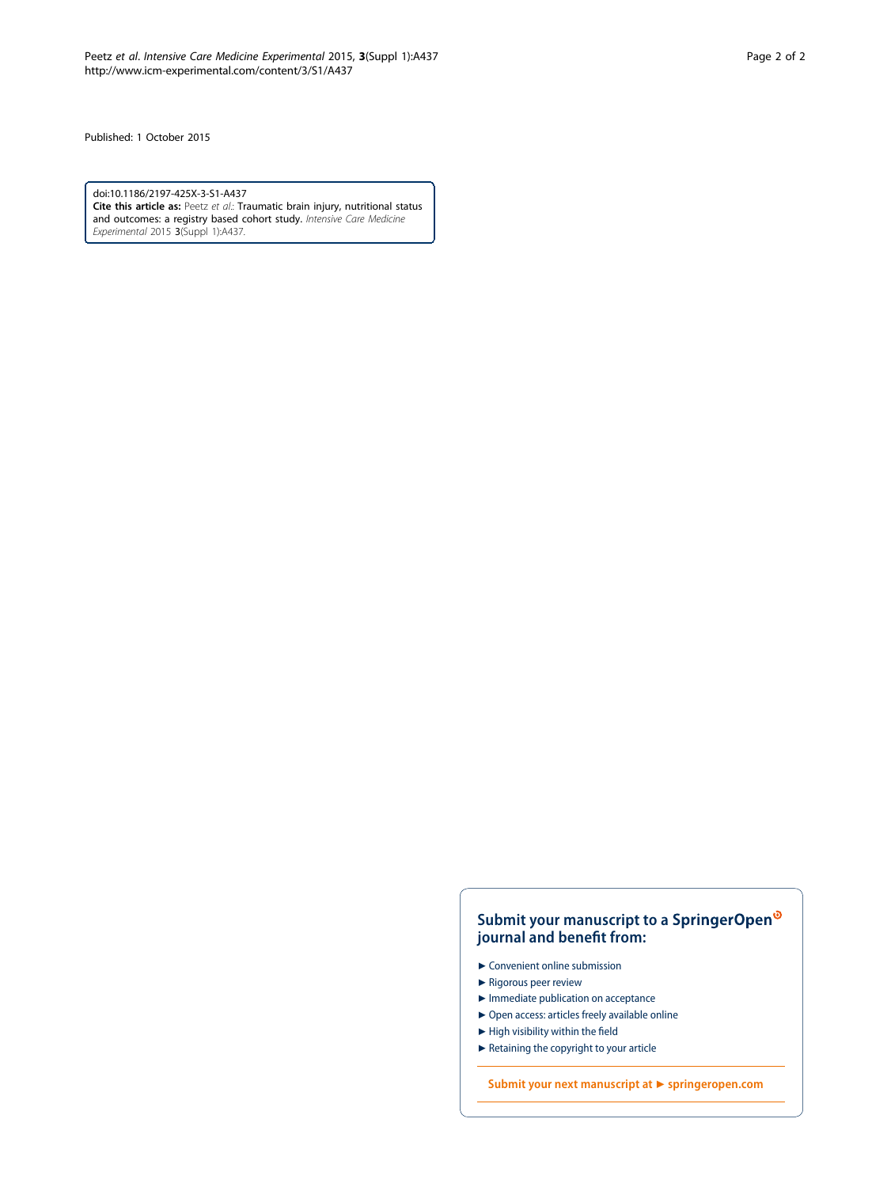Published: 1 October 2015

doi:10.1186/2197-425X-3-S1-A437
**Cite this article as:** Peetz *et al.*: Traumatic brain injury, nutritional status and outcomes: a registry based cohort study. *Intensive Care Medicine Experimental* 2015 **3**(Suppl 1):A437.

**Submit your manuscript to a SpringerOpen journal and benefit from:**

- ► Convenient online submission
- ► Rigorous peer review
- ► Immediate publication on acceptance
- ► Open access: articles freely available online
- ► High visibility within the field
- ► Retaining the copyright to your article

**Submit your next manuscript at ► springeropen.com**